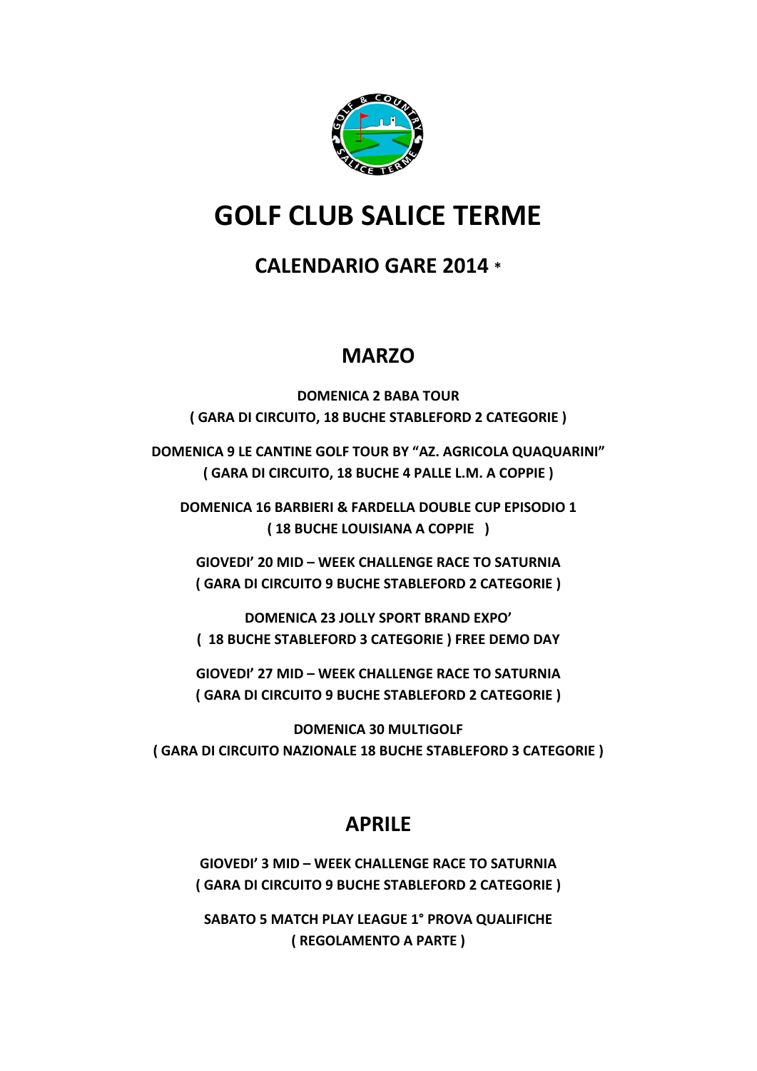# GOLF CLUB SALICE TERME

## CALENDARIO GARE 2014 *

## MARZO

**DOMENICA 2 BABA TOUR**
**( GARA DI CIRCUITO, 18 BUCHE STABLEFORD 2 CATEGORIE )**

**DOMENICA 9 LE CANTINE GOLF TOUR BY "AZ. AGRICOLA QUAQUARINI"**
**( GARA DI CIRCUITO, 18 BUCHE 4 PALLE L.M. A COPPIE )**

**DOMENICA 16 BARBIERI & FARDELLA DOUBLE CUP EPISODIO 1**
**( 18 BUCHE LOUISIANA A COPPIE )**

**GIOVEDI' 20 MID – WEEK CHALLENGE RACE TO SATURNIA**
**( GARA DI CIRCUITO 9 BUCHE STABLEFORD 2 CATEGORIE )**

**DOMENICA 23 JOLLY SPORT BRAND EXPO'**
**( 18 BUCHE STABLEFORD 3 CATEGORIE ) FREE DEMO DAY**

**GIOVEDI' 27 MID – WEEK CHALLENGE RACE TO SATURNIA**
**( GARA DI CIRCUITO 9 BUCHE STABLEFORD 2 CATEGORIE )**

**DOMENICA 30 MULTIGOLF**
**( GARA DI CIRCUITO NAZIONALE 18 BUCHE STABLEFORD 3 CATEGORIE )**

## APRILE

**GIOVEDI' 3 MID – WEEK CHALLENGE RACE TO SATURNIA**
**( GARA DI CIRCUITO 9 BUCHE STABLEFORD 2 CATEGORIE )**

**SABATO 5 MATCH PLAY LEAGUE 1° PROVA QUALIFICHE**
**( REGOLAMENTO A PARTE )**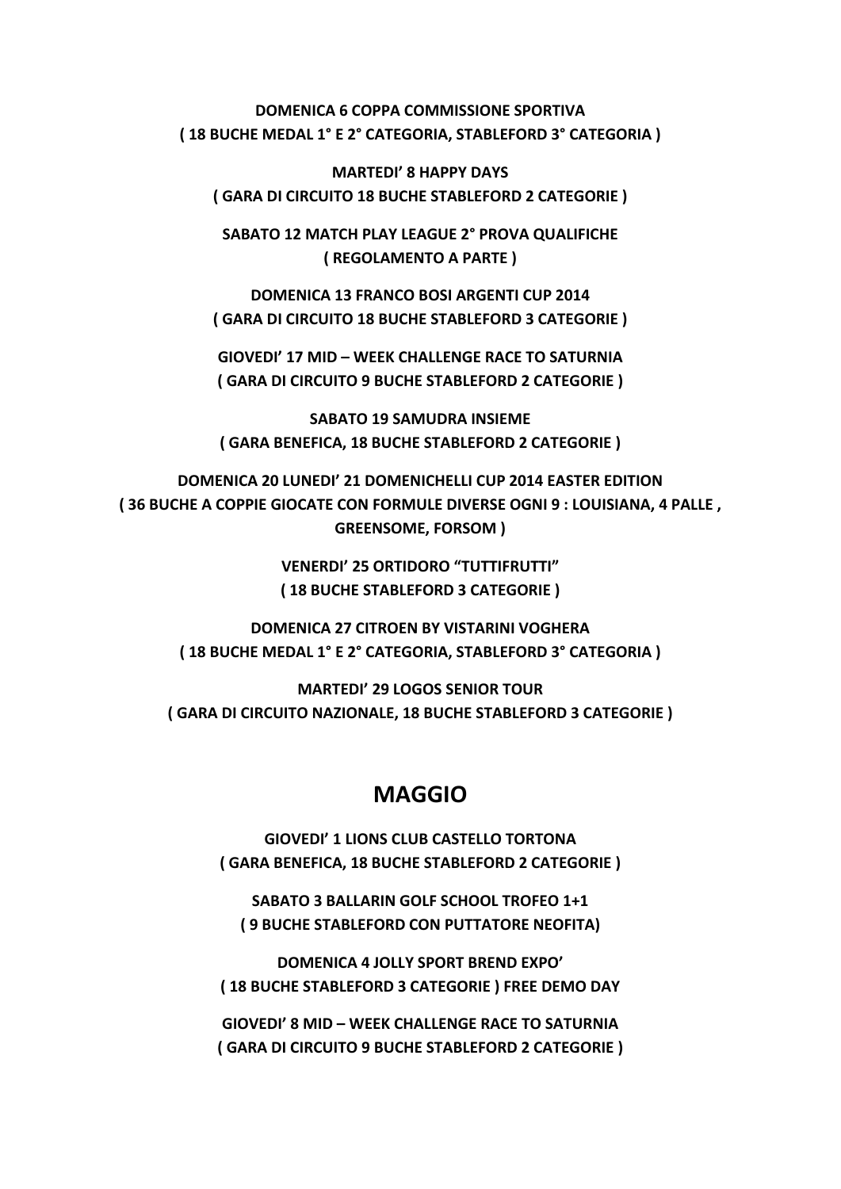**DOMENICA 6 COPPA COMMISSIONE SPORTIVA**
**( 18 BUCHE MEDAL 1° E 2° CATEGORIA, STABLEFORD 3° CATEGORIA )**

**MARTEDI' 8 HAPPY DAYS**
**( GARA DI CIRCUITO 18 BUCHE STABLEFORD 2 CATEGORIE )**

**SABATO 12 MATCH PLAY LEAGUE 2° PROVA QUALIFICHE**
**( REGOLAMENTO A PARTE )**

**DOMENICA 13 FRANCO BOSI ARGENTI CUP 2014**
**( GARA DI CIRCUITO 18 BUCHE STABLEFORD 3 CATEGORIE )**

**GIOVEDI' 17 MID – WEEK CHALLENGE RACE TO SATURNIA**
**( GARA DI CIRCUITO 9 BUCHE STABLEFORD 2 CATEGORIE )**

**SABATO 19 SAMUDRA INSIEME**
**( GARA BENEFICA, 18 BUCHE STABLEFORD 2 CATEGORIE )**

**DOMENICA 20 LUNEDI' 21 DOMENICHELLI CUP 2014 EASTER EDITION**
**( 36 BUCHE A COPPIE GIOCATE CON FORMULE DIVERSE OGNI 9 : LOUISIANA, 4 PALLE , GREENSOME, FORSOM )**

**VENERDI' 25 ORTIDORO "TUTTIFRUTTI"**
**( 18 BUCHE STABLEFORD 3 CATEGORIE )**

**DOMENICA 27 CITROEN BY VISTARINI VOGHERA**
**( 18 BUCHE MEDAL 1° E 2° CATEGORIA, STABLEFORD 3° CATEGORIA )**

**MARTEDI' 29 LOGOS SENIOR TOUR**
**( GARA DI CIRCUITO NAZIONALE, 18 BUCHE STABLEFORD 3 CATEGORIE )**

## MAGGIO

**GIOVEDI' 1 LIONS CLUB CASTELLO TORTONA**
**( GARA BENEFICA, 18 BUCHE STABLEFORD 2 CATEGORIE )**

**SABATO 3 BALLARIN GOLF SCHOOL TROFEO 1+1**
**( 9 BUCHE STABLEFORD CON PUTTATORE NEOFITA)**

**DOMENICA 4 JOLLY SPORT BREND EXPO'**
**( 18 BUCHE STABLEFORD 3 CATEGORIE ) FREE DEMO DAY**

**GIOVEDI' 8 MID – WEEK CHALLENGE RACE TO SATURNIA**
**( GARA DI CIRCUITO 9 BUCHE STABLEFORD 2 CATEGORIE )**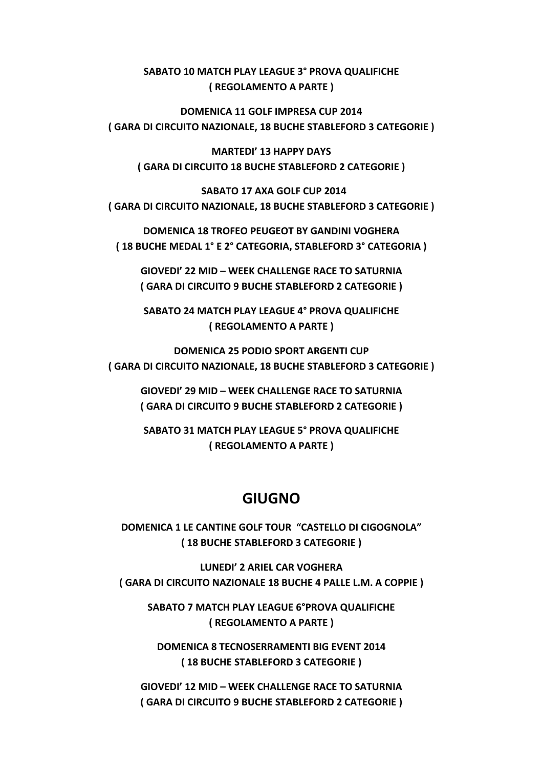**SABATO 10 MATCH PLAY LEAGUE 3° PROVA QUALIFICHE**
**( REGOLAMENTO A PARTE )**

**DOMENICA 11 GOLF IMPRESA CUP 2014**
**( GARA DI CIRCUITO NAZIONALE, 18 BUCHE STABLEFORD 3 CATEGORIE )**

**MARTEDI' 13 HAPPY DAYS**
**( GARA DI CIRCUITO 18 BUCHE STABLEFORD 2 CATEGORIE )**

**SABATO 17 AXA GOLF CUP 2014**
**( GARA DI CIRCUITO NAZIONALE, 18 BUCHE STABLEFORD 3 CATEGORIE )**

**DOMENICA 18 TROFEO PEUGEOT BY GANDINI VOGHERA**
**( 18 BUCHE MEDAL 1° E 2° CATEGORIA, STABLEFORD 3° CATEGORIA )**

**GIOVEDI' 22 MID – WEEK CHALLENGE RACE TO SATURNIA**
**( GARA DI CIRCUITO 9 BUCHE STABLEFORD 2 CATEGORIE )**

**SABATO 24 MATCH PLAY LEAGUE 4° PROVA QUALIFICHE**
**( REGOLAMENTO A PARTE )**

**DOMENICA 25 PODIO SPORT ARGENTI CUP**
**( GARA DI CIRCUITO NAZIONALE, 18 BUCHE STABLEFORD 3 CATEGORIE )**

**GIOVEDI' 29 MID – WEEK CHALLENGE RACE TO SATURNIA**
**( GARA DI CIRCUITO 9 BUCHE STABLEFORD 2 CATEGORIE )**

**SABATO 31 MATCH PLAY LEAGUE 5° PROVA QUALIFICHE**
**( REGOLAMENTO A PARTE )**

## GIUGNO

**DOMENICA 1 LE CANTINE GOLF TOUR "CASTELLO DI CIGOGNOLA"**
**( 18 BUCHE STABLEFORD 3 CATEGORIE )**

**LUNEDI' 2 ARIEL CAR VOGHERA**
**( GARA DI CIRCUITO NAZIONALE 18 BUCHE 4 PALLE L.M. A COPPIE )**

**SABATO 7 MATCH PLAY LEAGUE 6°PROVA QUALIFICHE**
**( REGOLAMENTO A PARTE )**

**DOMENICA 8 TECNOSERRAMENTI BIG EVENT 2014**
**( 18 BUCHE STABLEFORD 3 CATEGORIE )**

**GIOVEDI' 12 MID – WEEK CHALLENGE RACE TO SATURNIA**
**( GARA DI CIRCUITO 9 BUCHE STABLEFORD 2 CATEGORIE )**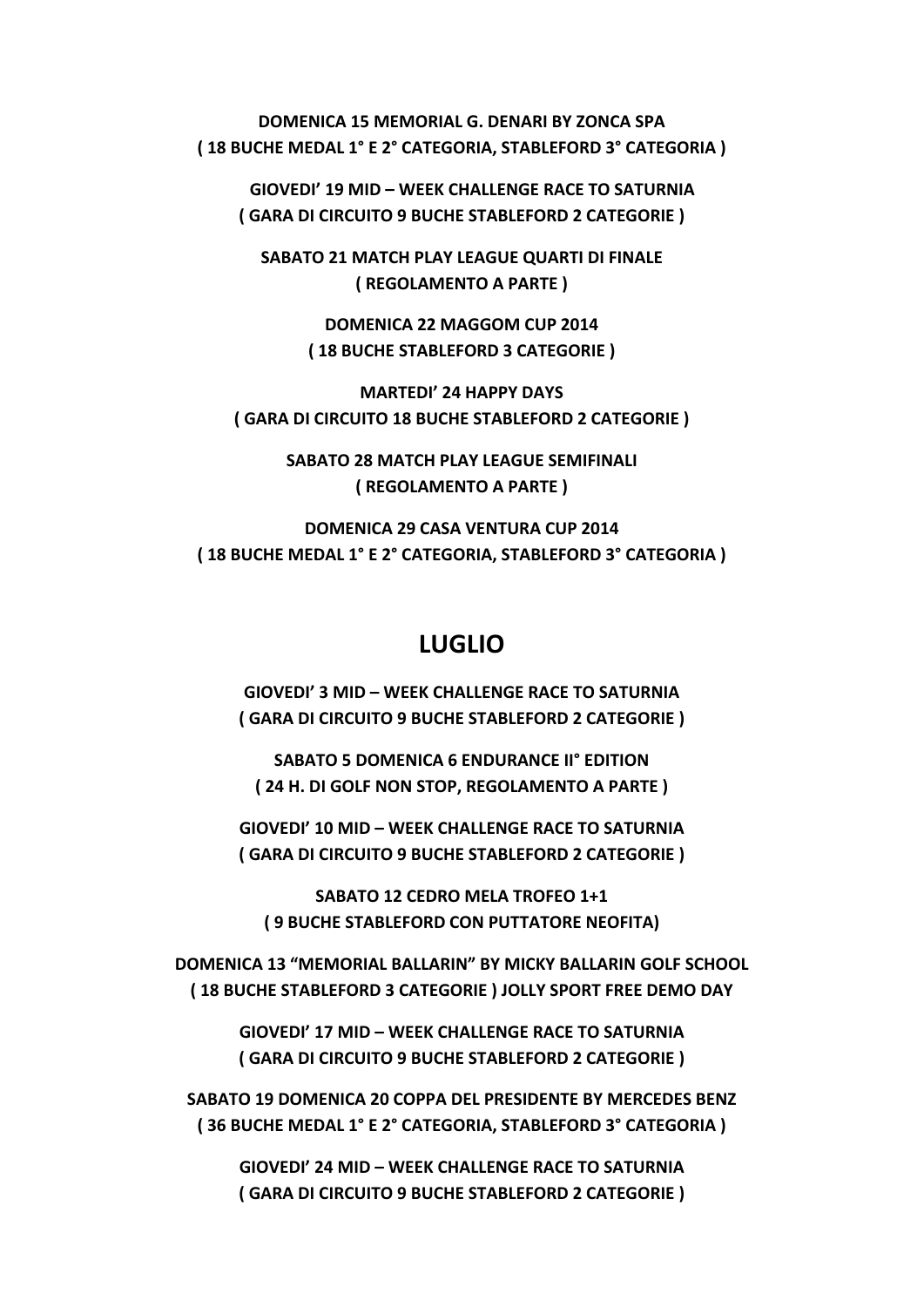**DOMENICA 15 MEMORIAL G. DENARI BY ZONCA SPA**
**( 18 BUCHE MEDAL 1° E 2° CATEGORIA, STABLEFORD 3° CATEGORIA )**

**GIOVEDI' 19 MID – WEEK CHALLENGE RACE TO SATURNIA**
**( GARA DI CIRCUITO 9 BUCHE STABLEFORD 2 CATEGORIE )**

**SABATO 21 MATCH PLAY LEAGUE QUARTI DI FINALE**
**( REGOLAMENTO A PARTE )**

**DOMENICA 22 MAGGOM CUP 2014**
**( 18 BUCHE STABLEFORD 3 CATEGORIE )**

**MARTEDI' 24 HAPPY DAYS**
**( GARA DI CIRCUITO 18 BUCHE STABLEFORD 2 CATEGORIE )**

**SABATO 28 MATCH PLAY LEAGUE SEMIFINALI**
**( REGOLAMENTO A PARTE )**

**DOMENICA 29 CASA VENTURA CUP 2014**
**( 18 BUCHE MEDAL 1° E 2° CATEGORIA, STABLEFORD 3° CATEGORIA )**

## LUGLIO

**GIOVEDI' 3 MID – WEEK CHALLENGE RACE TO SATURNIA**
**( GARA DI CIRCUITO 9 BUCHE STABLEFORD 2 CATEGORIE )**

**SABATO 5 DOMENICA 6 ENDURANCE II° EDITION**
**( 24 H. DI GOLF NON STOP, REGOLAMENTO A PARTE )**

**GIOVEDI' 10 MID – WEEK CHALLENGE RACE TO SATURNIA**
**( GARA DI CIRCUITO 9 BUCHE STABLEFORD 2 CATEGORIE )**

**SABATO 12 CEDRO MELA TROFEO 1+1**
**( 9 BUCHE STABLEFORD CON PUTTATORE NEOFITA)**

**DOMENICA 13 "MEMORIAL BALLARIN" BY MICKY BALLARIN GOLF SCHOOL**
**( 18 BUCHE STABLEFORD 3 CATEGORIE ) JOLLY SPORT FREE DEMO DAY**

**GIOVEDI' 17 MID – WEEK CHALLENGE RACE TO SATURNIA**
**( GARA DI CIRCUITO 9 BUCHE STABLEFORD 2 CATEGORIE )**

**SABATO 19 DOMENICA 20 COPPA DEL PRESIDENTE BY MERCEDES BENZ**
**( 36 BUCHE MEDAL 1° E 2° CATEGORIA, STABLEFORD 3° CATEGORIA )**

**GIOVEDI' 24 MID – WEEK CHALLENGE RACE TO SATURNIA**
**( GARA DI CIRCUITO 9 BUCHE STABLEFORD 2 CATEGORIE )**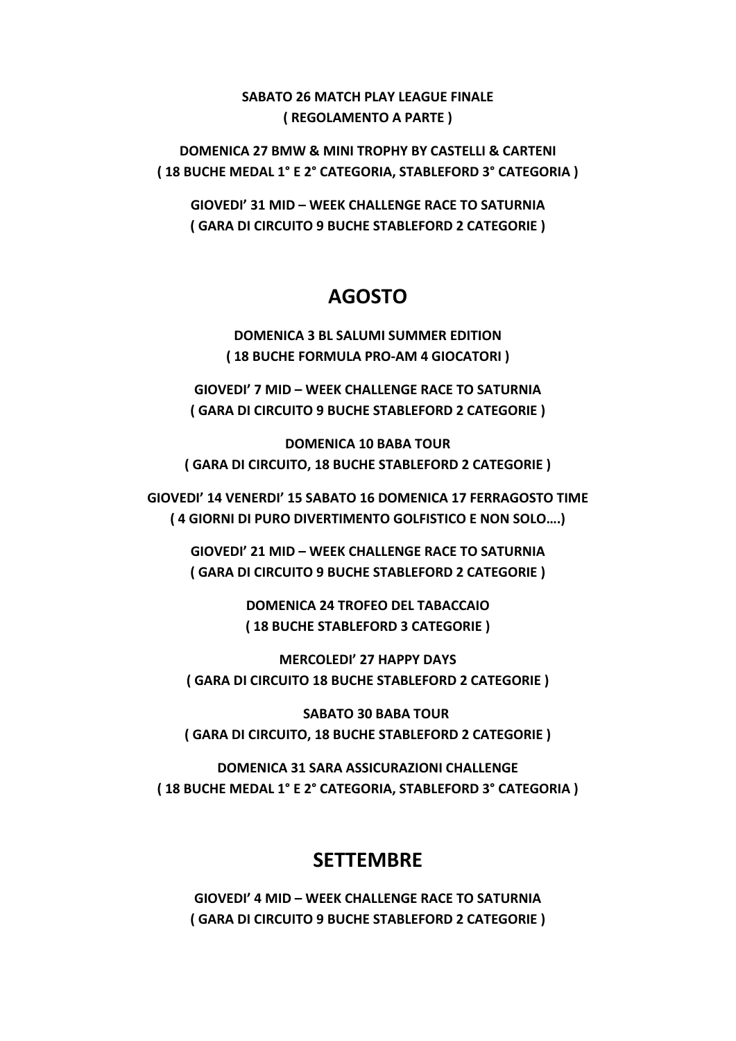**SABATO 26 MATCH PLAY LEAGUE FINALE**
**( REGOLAMENTO A PARTE )**

**DOMENICA 27 BMW & MINI TROPHY BY CASTELLI & CARTENI**
**( 18 BUCHE MEDAL 1° E 2° CATEGORIA, STABLEFORD 3° CATEGORIA )**

**GIOVEDI' 31 MID – WEEK CHALLENGE RACE TO SATURNIA**
**( GARA DI CIRCUITO 9 BUCHE STABLEFORD 2 CATEGORIE )**

## AGOSTO

**DOMENICA 3 BL SALUMI SUMMER EDITION**
**( 18 BUCHE FORMULA PRO-AM 4 GIOCATORI )**

**GIOVEDI' 7 MID – WEEK CHALLENGE RACE TO SATURNIA**
**( GARA DI CIRCUITO 9 BUCHE STABLEFORD 2 CATEGORIE )**

**DOMENICA 10 BABA TOUR**
**( GARA DI CIRCUITO, 18 BUCHE STABLEFORD 2 CATEGORIE )**

**GIOVEDI' 14 VENERDI' 15 SABATO 16 DOMENICA 17 FERRAGOSTO TIME**
**( 4 GIORNI DI PURO DIVERTIMENTO GOLFISTICO E NON SOLO….)**

**GIOVEDI' 21 MID – WEEK CHALLENGE RACE TO SATURNIA**
**( GARA DI CIRCUITO 9 BUCHE STABLEFORD 2 CATEGORIE )**

**DOMENICA 24 TROFEO DEL TABACCAIO**
**( 18 BUCHE STABLEFORD 3 CATEGORIE )**

**MERCOLEDI' 27 HAPPY DAYS**
**( GARA DI CIRCUITO 18 BUCHE STABLEFORD 2 CATEGORIE )**

**SABATO 30 BABA TOUR**
**( GARA DI CIRCUITO, 18 BUCHE STABLEFORD 2 CATEGORIE )**

**DOMENICA 31 SARA ASSICURAZIONI CHALLENGE**
**( 18 BUCHE MEDAL 1° E 2° CATEGORIA, STABLEFORD 3° CATEGORIA )**

## SETTEMBRE

**GIOVEDI' 4 MID – WEEK CHALLENGE RACE TO SATURNIA**
**( GARA DI CIRCUITO 9 BUCHE STABLEFORD 2 CATEGORIE )**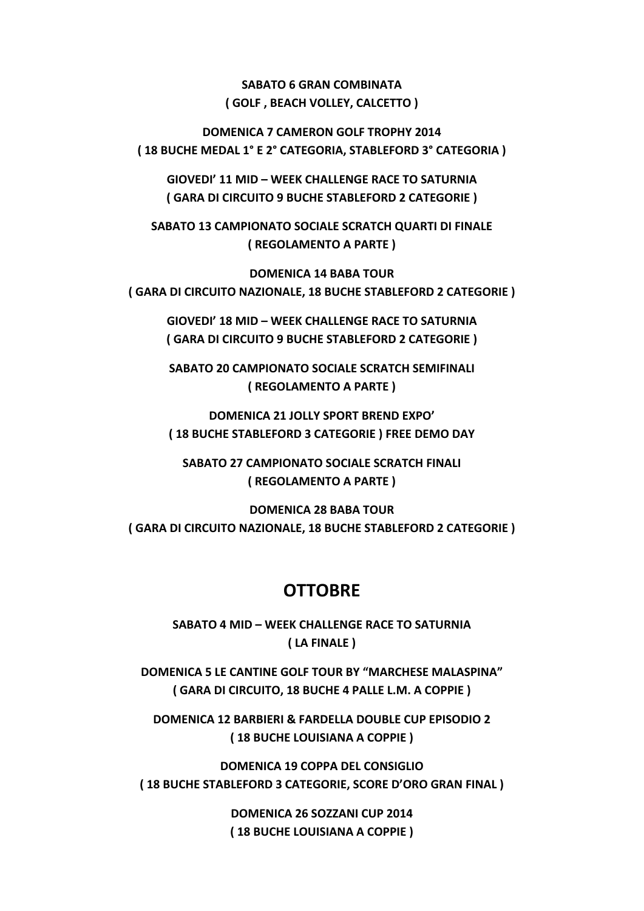**SABATO 6 GRAN COMBINATA**
**( GOLF , BEACH VOLLEY, CALCETTO )**

**DOMENICA 7 CAMERON GOLF TROPHY 2014**
**( 18 BUCHE MEDAL 1° E 2° CATEGORIA, STABLEFORD 3° CATEGORIA )**

**GIOVEDI' 11 MID – WEEK CHALLENGE RACE TO SATURNIA**
**( GARA DI CIRCUITO 9 BUCHE STABLEFORD 2 CATEGORIE )**

**SABATO 13 CAMPIONATO SOCIALE SCRATCH QUARTI DI FINALE**
**( REGOLAMENTO A PARTE )**

**DOMENICA 14 BABA TOUR**
**( GARA DI CIRCUITO NAZIONALE, 18 BUCHE STABLEFORD 2 CATEGORIE )**

**GIOVEDI' 18 MID – WEEK CHALLENGE RACE TO SATURNIA**
**( GARA DI CIRCUITO 9 BUCHE STABLEFORD 2 CATEGORIE )**

**SABATO 20 CAMPIONATO SOCIALE SCRATCH SEMIFINALI**
**( REGOLAMENTO A PARTE )**

**DOMENICA 21 JOLLY SPORT BREND EXPO'**
**( 18 BUCHE STABLEFORD 3 CATEGORIE ) FREE DEMO DAY**

**SABATO 27 CAMPIONATO SOCIALE SCRATCH FINALI**
**( REGOLAMENTO A PARTE )**

**DOMENICA 28 BABA TOUR**
**( GARA DI CIRCUITO NAZIONALE, 18 BUCHE STABLEFORD 2 CATEGORIE )**

## OTTOBRE

**SABATO 4 MID – WEEK CHALLENGE RACE TO SATURNIA**
**( LA FINALE )**

**DOMENICA 5 LE CANTINE GOLF TOUR BY "MARCHESE MALASPINA"**
**( GARA DI CIRCUITO, 18 BUCHE 4 PALLE L.M. A COPPIE )**

**DOMENICA 12 BARBIERI & FARDELLA DOUBLE CUP EPISODIO 2**
**( 18 BUCHE LOUISIANA A COPPIE )**

**DOMENICA 19 COPPA DEL CONSIGLIO**
**( 18 BUCHE STABLEFORD 3 CATEGORIE, SCORE D'ORO GRAN FINAL )**

**DOMENICA 26 SOZZANI CUP 2014**
**( 18 BUCHE LOUISIANA A COPPIE )**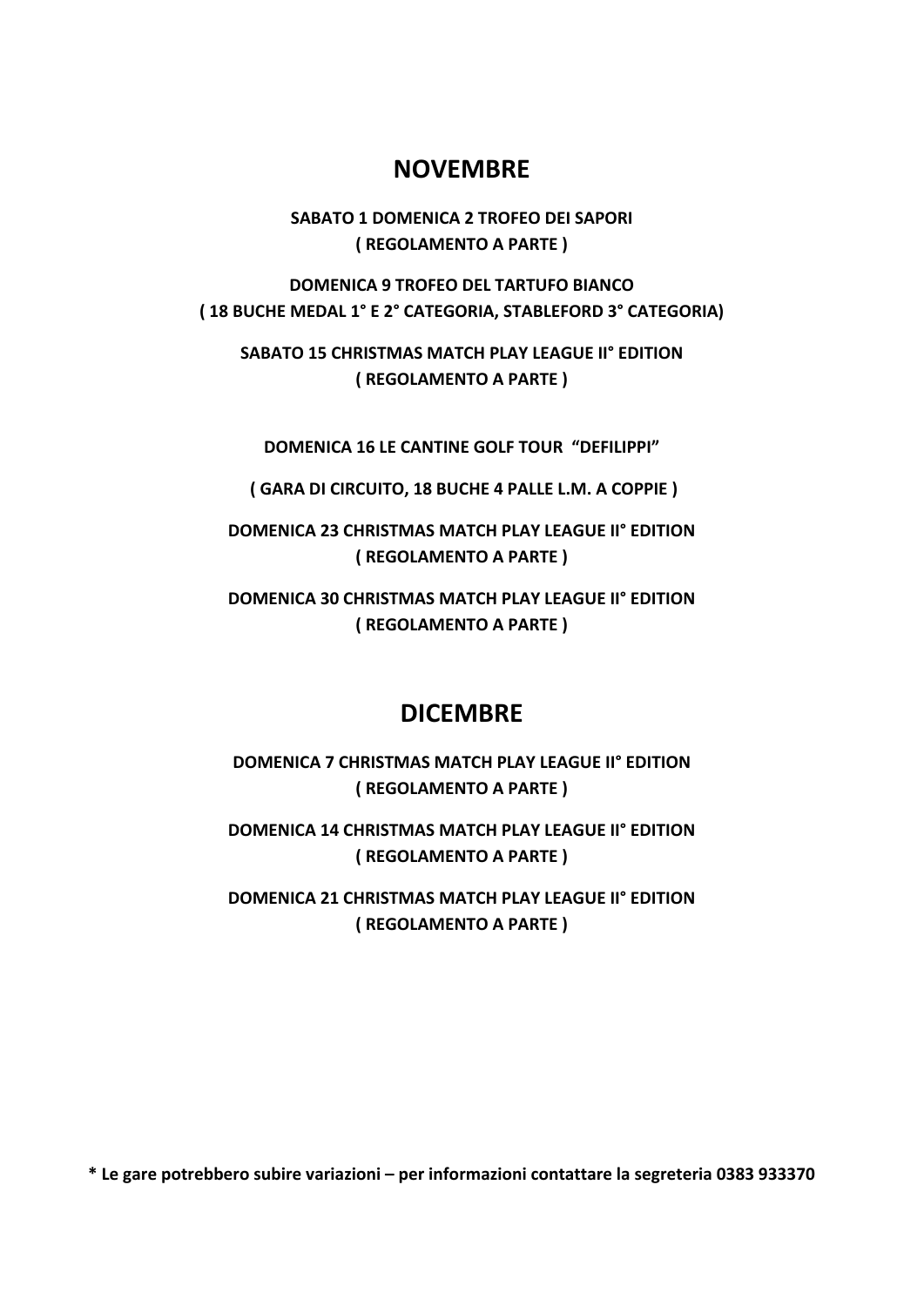## NOVEMBRE

**SABATO 1 DOMENICA 2 TROFEO DEI SAPORI**
**( REGOLAMENTO A PARTE )**

**DOMENICA 9 TROFEO DEL TARTUFO BIANCO**
**( 18 BUCHE MEDAL 1° E 2° CATEGORIA, STABLEFORD 3° CATEGORIA)**

**SABATO 15 CHRISTMAS MATCH PLAY LEAGUE II° EDITION**
**( REGOLAMENTO A PARTE )**

**DOMENICA 16 LE CANTINE GOLF TOUR "DEFILIPPI"**

**( GARA DI CIRCUITO, 18 BUCHE 4 PALLE L.M. A COPPIE )**

**DOMENICA 23 CHRISTMAS MATCH PLAY LEAGUE II° EDITION**
**( REGOLAMENTO A PARTE )**

**DOMENICA 30 CHRISTMAS MATCH PLAY LEAGUE II° EDITION**
**( REGOLAMENTO A PARTE )**

## DICEMBRE

**DOMENICA 7 CHRISTMAS MATCH PLAY LEAGUE II° EDITION**
**( REGOLAMENTO A PARTE )**

**DOMENICA 14 CHRISTMAS MATCH PLAY LEAGUE II° EDITION**
**( REGOLAMENTO A PARTE )**

**DOMENICA 21 CHRISTMAS MATCH PLAY LEAGUE II° EDITION**
**( REGOLAMENTO A PARTE )**

**\* Le gare potrebbero subire variazioni – per informazioni contattare la segreteria 0383 933370**